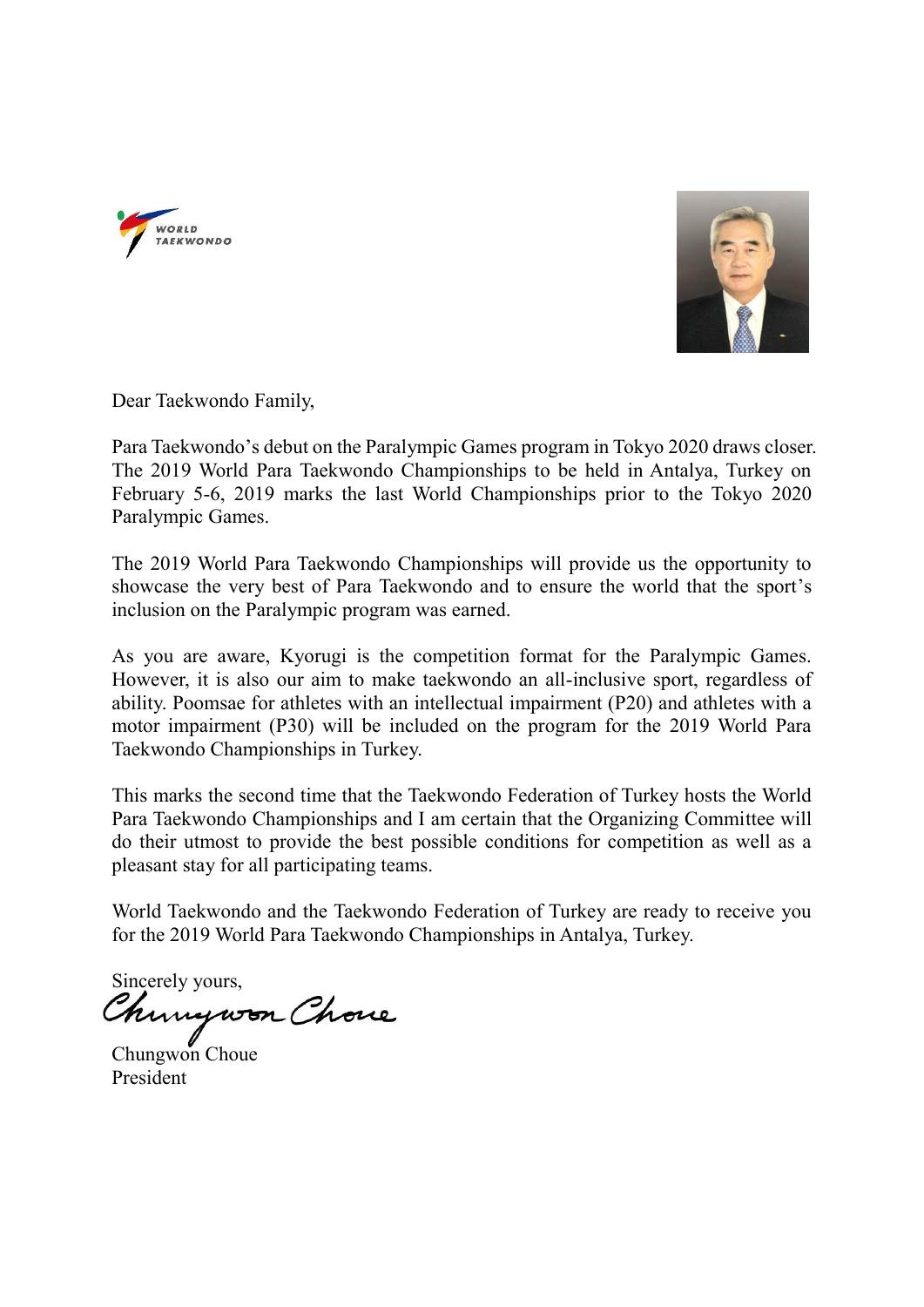Dear Taekwondo Family,

Para Taekwondo's debut on the Paralympic Games program in Tokyo 2020 draws closer. The 2019 World Para Taekwondo Championships to be held in Antalya, Turkey on February 5-6, 2019 marks the last World Championships prior to the Tokyo 2020 Paralympic Games.

The 2019 World Para Taekwondo Championships will provide us the opportunity to showcase the very best of Para Taekwondo and to ensure the world that the sport's inclusion on the Paralympic program was earned.

As you are aware, Kyorugi is the competition format for the Paralympic Games. However, it is also our aim to make taekwondo an all-inclusive sport, regardless of ability. Poomsae for athletes with an intellectual impairment (P20) and athletes with a motor impairment (P30) will be included on the program for the 2019 World Para Taekwondo Championships in Turkey.

This marks the second time that the Taekwondo Federation of Turkey hosts the World Para Taekwondo Championships and I am certain that the Organizing Committee will do their utmost to provide the best possible conditions for competition as well as a pleasant stay for all participating teams.

World Taekwondo and the Taekwondo Federation of Turkey are ready to receive you for the 2019 World Para Taekwondo Championships in Antalya, Turkey.

Sincerely yours,

Chungwon Choue
President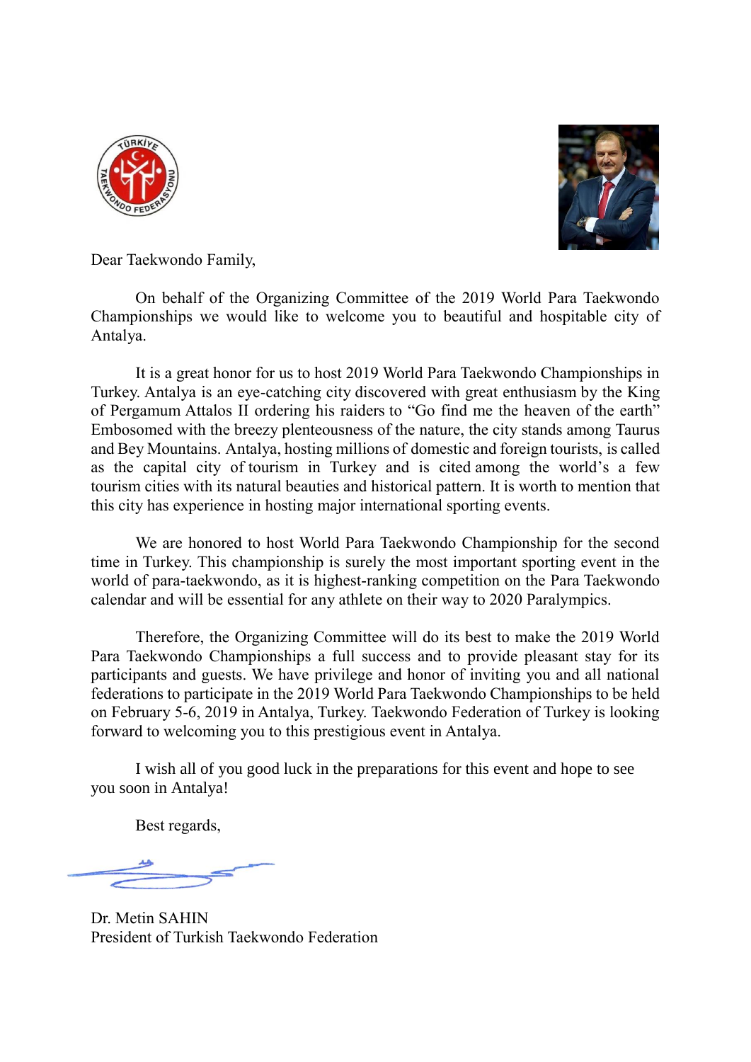Dear Taekwondo Family,

On behalf of the Organizing Committee of the 2019 World Para Taekwondo Championships we would like to welcome you to beautiful and hospitable city of Antalya.

It is a great honor for us to host 2019 World Para Taekwondo Championships in Turkey. Antalya is an eye-catching city discovered with great enthusiasm by the King of Pergamum Attalos II ordering his raiders to “Go find me the heaven of the earth” Embosomed with the breezy plenteousness of the nature, the city stands among Taurus and Bey Mountains. Antalya, hosting millions of domestic and foreign tourists, is called as the capital city of tourism in Turkey and is cited among the world’s a few tourism cities with its natural beauties and historical pattern. It is worth to mention that this city has experience in hosting major international sporting events.

We are honored to host World Para Taekwondo Championship for the second time in Turkey. This championship is surely the most important sporting event in the world of para-taekwondo, as it is highest-ranking competition on the Para Taekwondo calendar and will be essential for any athlete on their way to 2020 Paralympics.

Therefore, the Organizing Committee will do its best to make the 2019 World Para Taekwondo Championships a full success and to provide pleasant stay for its participants and guests. We have privilege and honor of inviting you and all national federations to participate in the 2019 World Para Taekwondo Championships to be held on February 5-6, 2019 in Antalya, Turkey. Taekwondo Federation of Turkey is looking forward to welcoming you to this prestigious event in Antalya.

I wish all of you good luck in the preparations for this event and hope to see you soon in Antalya!

Best regards,

Dr. Metin SAHIN
President of Turkish Taekwondo Federation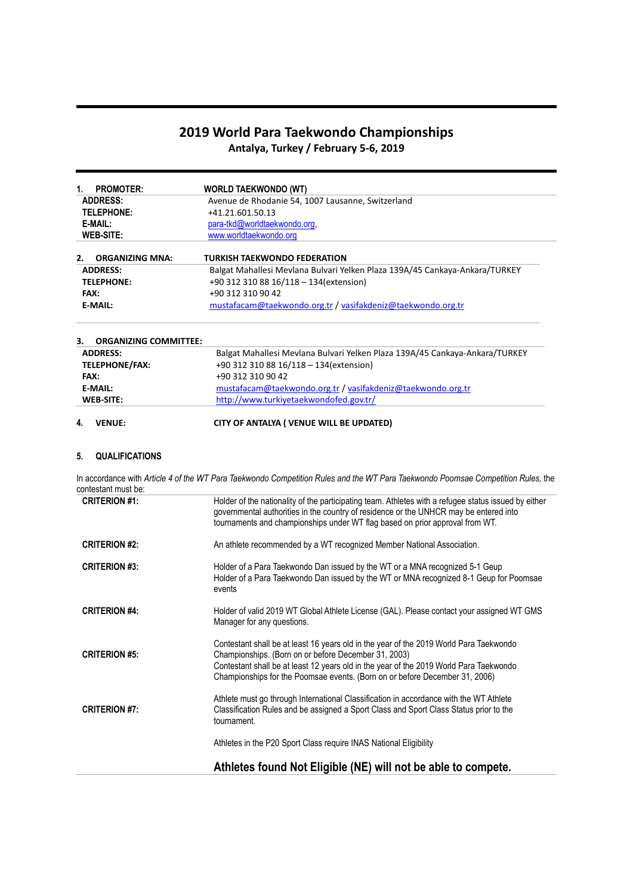# 2019 World Para Taekwondo Championships

**Antalya, Turkey / February 5-6, 2019**

| **1. PROMOTER:** | **WORLD TAEKWONDO (WT)** |
|---|---|
| **ADDRESS:** | Avenue de Rhodanie 54, 1007 Lausanne, Switzerland |
| **TELEPHONE:** | +41.21.601.50.13 |
| **E-MAIL:** | para-tkd@worldtaekwondo.org, |
| **WEB-SITE:** | www.worldtaekwondo.org |

| **2. ORGANIZING MNA:** | **TURKISH TAEKWONDO FEDERATION** |
|---|---|
| **ADDRESS:** | Balgat Mahallesi Mevlana Bulvari Yelken Plaza 139A/45 Cankaya-Ankara/TURKEY |
| **TELEPHONE:** | +90 312 310 88 16/118 – 134(extension) |
| **FAX:** | +90 312 310 90 42 |
| **E-MAIL:** | mustafacam@taekwondo.org.tr / vasifakdeniz@taekwondo.org.tr |

| **3. ORGANIZING COMMITTEE:** | |
|---|---|
| **ADDRESS:** | Balgat Mahallesi Mevlana Bulvari Yelken Plaza 139A/45 Cankaya-Ankara/TURKEY |
| **TELEPHONE/FAX:** | +90 312 310 88 16/118 – 134(extension) |
| **FAX:** | +90 312 310 90 42 |
| **E-MAIL:** | mustafacam@taekwondo.org.tr / vasifakdeniz@taekwondo.org.tr |
| **WEB-SITE:** | http://www.turkiyetaekwondofed.gov.tr/ |

**4. VENUE:** **CITY OF ANTALYA ( VENUE WILL BE UPDATED)**

**5. QUALIFICATIONS**

In accordance with *Article 4 of the WT Para Taekwondo Competition Rules and the WT Para Taekwondo Poomsae Competition Rules*, the contestant must be:

| | |
|---|---|
| **CRITERION #1:** | Holder of the nationality of the participating team. Athletes with a refugee status issued by either governmental authorities in the country of residence or the UNHCR may be entered into tournaments and championships under WT flag based on prior approval from WT. |
| **CRITERION #2:** | An athlete recommended by a WT recognized Member National Association. |
| **CRITERION #3:** | Holder of a Para Taekwondo Dan issued by the WT or a MNA recognized 5-1 Geup<br>Holder of a Para Taekwondo Dan issued by the WT or MNA recognized 8-1 Geup for Poomsae events |
| **CRITERION #4:** | Holder of valid 2019 WT Global Athlete License (GAL). Please contact your assigned WT GMS Manager for any questions. |
| **CRITERION #5:** | Contestant shall be at least 16 years old in the year of the 2019 World Para Taekwondo Championships. (Born on or before December 31, 2003)<br>Contestant shall be at least 12 years old in the year of the 2019 World Para Taekwondo Championships for the Poomsae events. (Born on or before December 31, 2006) |
| **CRITERION #7:** | Athlete must go through International Classification in accordance with the WT Athlete Classification Rules and be assigned a Sport Class and Sport Class Status prior to the tournament.<br>Athletes in the P20 Sport Class require INAS National Eligibility<br>**Athletes found Not Eligible (NE) will not be able to compete.** |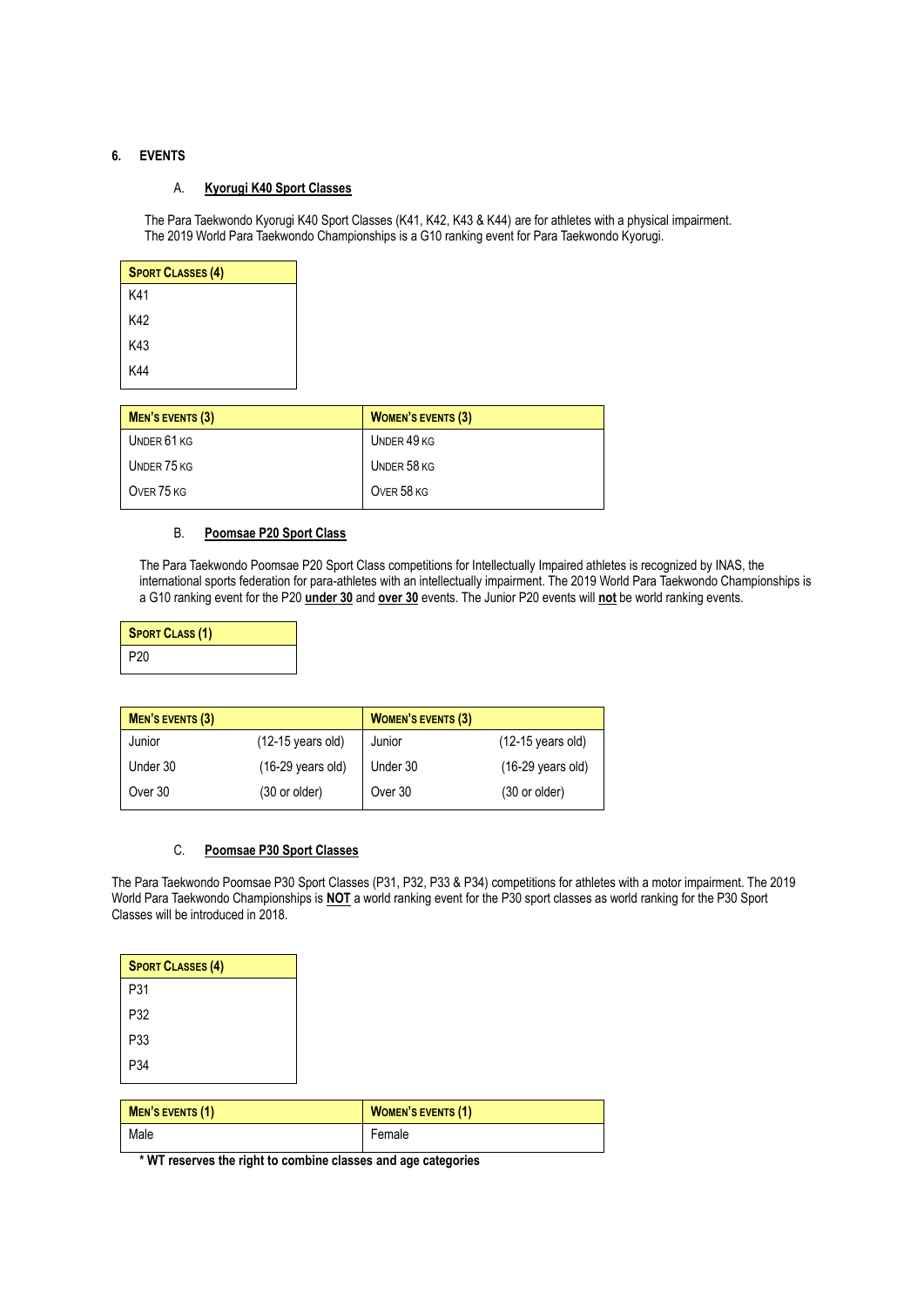## 6. EVENTS

### A. **Kyorugi K40 Sport Classes**

The Para Taekwondo Kyorugi K40 Sport Classes (K41, K42, K43 & K44) are for athletes with a physical impairment. The 2019 World Para Taekwondo Championships is a G10 ranking event for Para Taekwondo Kyorugi.

| **SPORT CLASSES (4)** |
|---|
| K41 |
| K42 |
| K43 |
| K44 |

| **MEN'S EVENTS (3)** | **WOMEN'S EVENTS (3)** |
|---|---|
| UNDER 61 KG | UNDER 49 KG |
| UNDER 75 KG | UNDER 58 KG |
| OVER 75 KG | OVER 58 KG |

### B. **Poomsae P20 Sport Class**

The Para Taekwondo Poomsae P20 Sport Class competitions for Intellectually Impaired athletes is recognized by INAS, the international sports federation for para-athletes with an intellectually impairment. The 2019 World Para Taekwondo Championships is a G10 ranking event for the P20 **under 30** and **over 30** events. The Junior P20 events will **not** be world ranking events.

| **SPORT CLASS (1)** |
|---|
| P20 |

| **MEN'S EVENTS (3)** | | **WOMEN'S EVENTS (3)** | |
|---|---|---|---|
| Junior | (12-15 years old) | Junior | (12-15 years old) |
| Under 30 | (16-29 years old) | Under 30 | (16-29 years old) |
| Over 30 | (30 or older) | Over 30 | (30 or older) |

### C. **Poomsae P30 Sport Classes**

The Para Taekwondo Poomsae P30 Sport Classes (P31, P32, P33 & P34) competitions for athletes with a motor impairment. The 2019 World Para Taekwondo Championships is **NOT** a world ranking event for the P30 sport classes as world ranking for the P30 Sport Classes will be introduced in 2018.

| **SPORT CLASSES (4)** |
|---|
| P31 |
| P32 |
| P33 |
| P34 |

| **MEN'S EVENTS (1)** | **WOMEN'S EVENTS (1)** |
|---|---|
| Male | Female |

**\* WT reserves the right to combine classes and age categories**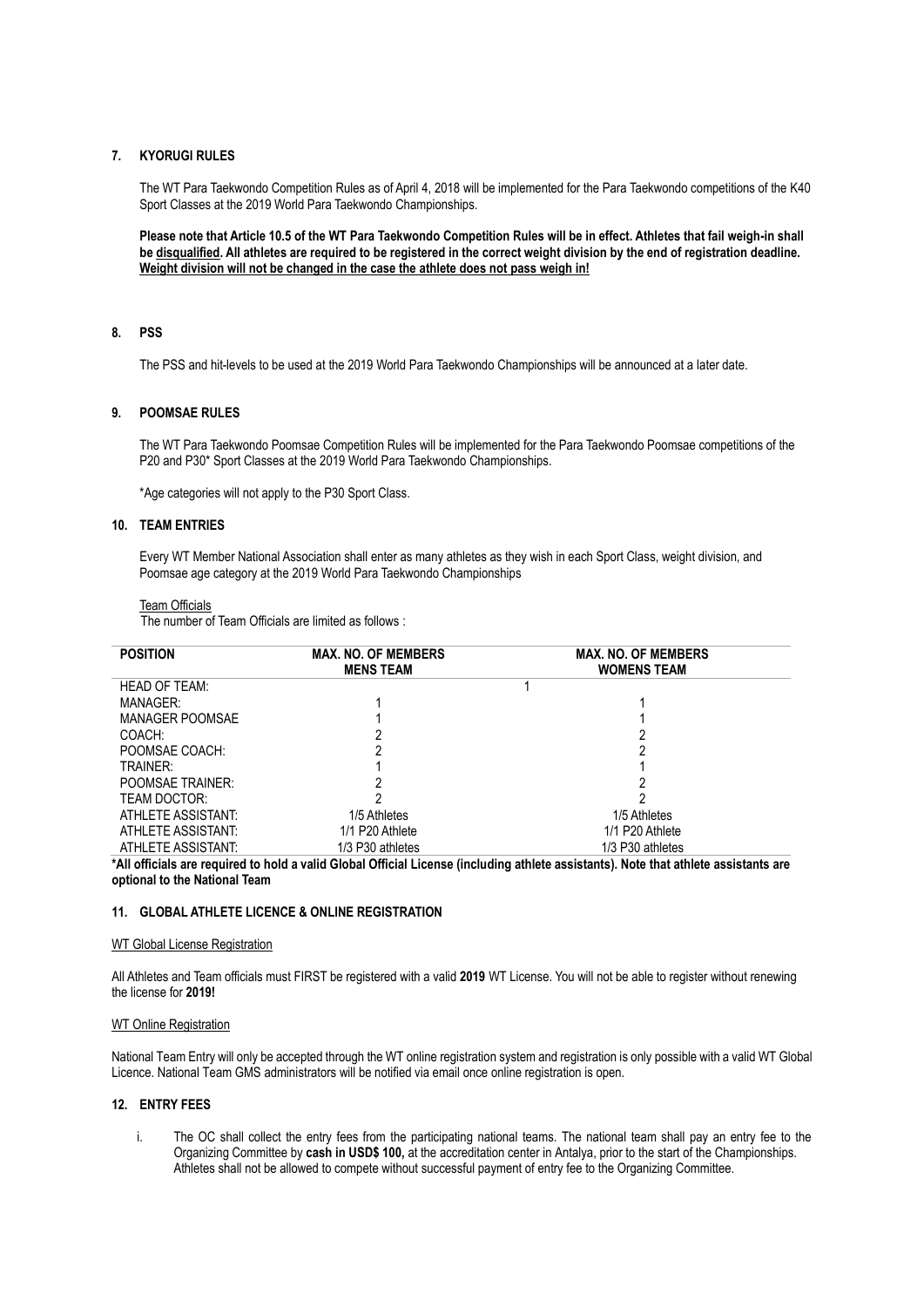## 7. KYORUGI RULES

The WT Para Taekwondo Competition Rules as of April 4, 2018 will be implemented for the Para Taekwondo competitions of the K40 Sport Classes at the 2019 World Para Taekwondo Championships.

**Please note that Article 10.5 of the WT Para Taekwondo Competition Rules will be in effect. Athletes that fail weigh-in shall be <u>disqualified</u>. All athletes are required to be registered in the correct weight division by the end of registration deadline. <u>Weight division will not be changed in the case the athlete does not pass weigh in!</u>**

## 8. PSS

The PSS and hit-levels to be used at the 2019 World Para Taekwondo Championships will be announced at a later date.

## 9. POOMSAE RULES

The WT Para Taekwondo Poomsae Competition Rules will be implemented for the Para Taekwondo Poomsae competitions of the P20 and P30* Sport Classes at the 2019 World Para Taekwondo Championships.

*Age categories will not apply to the P30 Sport Class.

## 10. TEAM ENTRIES

Every WT Member National Association shall enter as many athletes as they wish in each Sport Class, weight division, and Poomsae age category at the 2019 World Para Taekwondo Championships

<u>Team Officials</u>

The number of Team Officials are limited as follows :

| POSITION | MAX. NO. OF MEMBERS MENS TEAM | MAX. NO. OF MEMBERS WOMENS TEAM |
|---|---|---|
| HEAD OF TEAM: | 1 | |
| MANAGER: | 1 | 1 |
| MANAGER POOMSAE | 1 | 1 |
| COACH: | 2 | 2 |
| POOMSAE COACH: | 2 | 2 |
| TRAINER: | 1 | 1 |
| POOMSAE TRAINER: | 2 | 2 |
| TEAM DOCTOR: | 2 | 2 |
| ATHLETE ASSISTANT: | 1/5 Athletes | 1/5 Athletes |
| ATHLETE ASSISTANT: | 1/1 P20 Athlete | 1/1 P20 Athlete |
| ATHLETE ASSISTANT: | 1/3 P30 athletes | 1/3 P30 athletes |

**\*All officials are required to hold a valid Global Official License (including athlete assistants). Note that athlete assistants are optional to the National Team**

## 11. GLOBAL ATHLETE LICENCE & ONLINE REGISTRATION

<u>WT Global License Registration</u>

All Athletes and Team officials must FIRST be registered with a valid **2019** WT License. You will not be able to register without renewing the license for **2019!**

<u>WT Online Registration</u>

National Team Entry will only be accepted through the WT online registration system and registration is only possible with a valid WT Global Licence. National Team GMS administrators will be notified via email once online registration is open.

## 12. ENTRY FEES

i. The OC shall collect the entry fees from the participating national teams. The national team shall pay an entry fee to the Organizing Committee by **cash in USD$ 100,** at the accreditation center in Antalya, prior to the start of the Championships. Athletes shall not be allowed to compete without successful payment of entry fee to the Organizing Committee.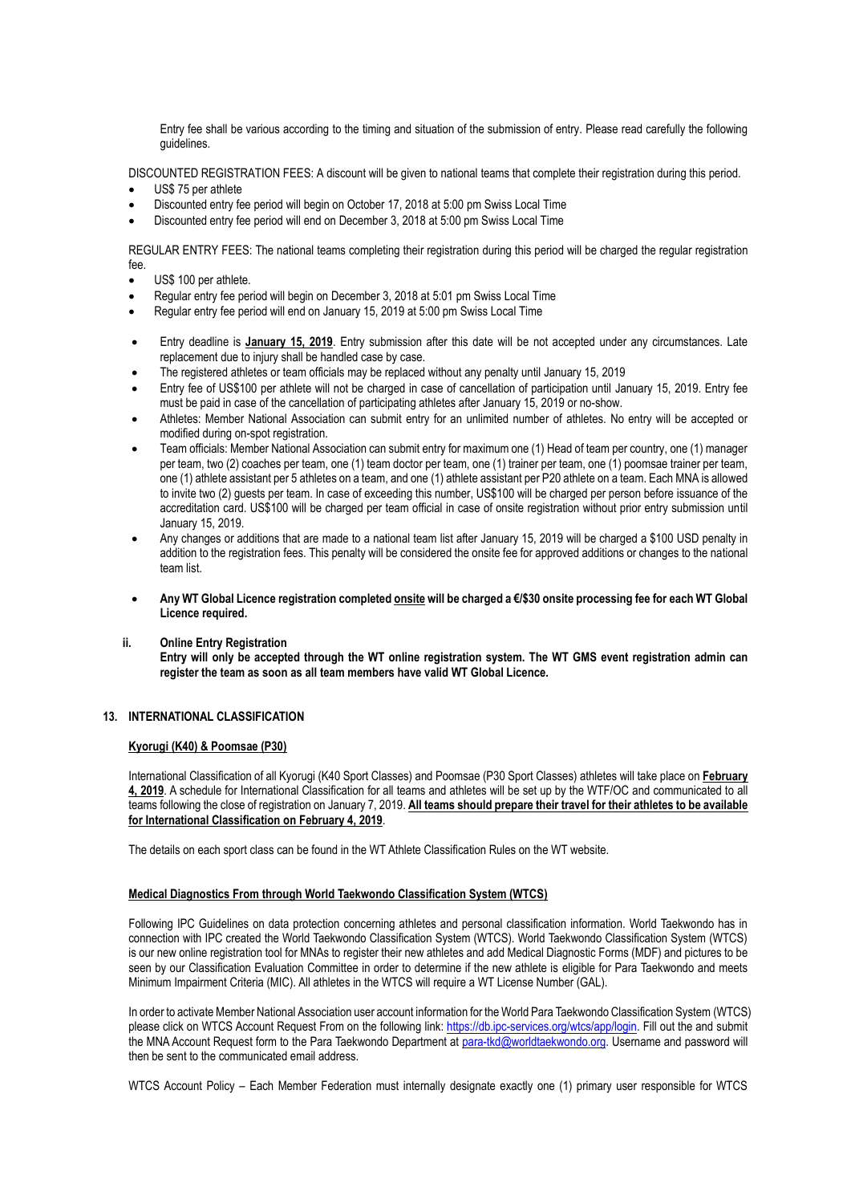Entry fee shall be various according to the timing and situation of the submission of entry. Please read carefully the following guidelines.

DISCOUNTED REGISTRATION FEES: A discount will be given to national teams that complete their registration during this period.

- US$ 75 per athlete
- Discounted entry fee period will begin on October 17, 2018 at 5:00 pm Swiss Local Time
- Discounted entry fee period will end on December 3, 2018 at 5:00 pm Swiss Local Time

REGULAR ENTRY FEES: The national teams completing their registration during this period will be charged the regular registration fee.

- US$ 100 per athlete.
- Regular entry fee period will begin on December 3, 2018 at 5:01 pm Swiss Local Time
- Regular entry fee period will end on January 15, 2019 at 5:00 pm Swiss Local Time

- Entry deadline is **January 15, 2019**. Entry submission after this date will be not accepted under any circumstances. Late replacement due to injury shall be handled case by case.
- The registered athletes or team officials may be replaced without any penalty until January 15, 2019
- Entry fee of US$100 per athlete will not be charged in case of cancellation of participation until January 15, 2019. Entry fee must be paid in case of the cancellation of participating athletes after January 15, 2019 or no-show.
- Athletes: Member National Association can submit entry for an unlimited number of athletes. No entry will be accepted or modified during on-spot registration.
- Team officials: Member National Association can submit entry for maximum one (1) Head of team per country, one (1) manager per team, two (2) coaches per team, one (1) team doctor per team, one (1) trainer per team, one (1) poomsae trainer per team, one (1) athlete assistant per 5 athletes on a team, and one (1) athlete assistant per P20 athlete on a team. Each MNA is allowed to invite two (2) guests per team. In case of exceeding this number, US$100 will be charged per person before issuance of the accreditation card. US$100 will be charged per team official in case of onsite registration without prior entry submission until January 15, 2019.
- Any changes or additions that are made to a national team list after January 15, 2019 will be charged a $100 USD penalty in addition to the registration fees. This penalty will be considered the onsite fee for approved additions or changes to the national team list.

- **Any WT Global Licence registration completed onsite will be charged a €/$30 onsite processing fee for each WT Global Licence required.**

**ii. Online Entry Registration**

**Entry will only be accepted through the WT online registration system. The WT GMS event registration admin can register the team as soon as all team members have valid WT Global Licence.**

## 13. INTERNATIONAL CLASSIFICATION

### Kyorugi (K40) & Poomsae (P30)

International Classification of all Kyorugi (K40 Sport Classes) and Poomsae (P30 Sport Classes) athletes will take place on **February 4, 2019**. A schedule for International Classification for all teams and athletes will be set up by the WTF/OC and communicated to all teams following the close of registration on January 7, 2019. **All teams should prepare their travel for their athletes to be available for International Classification on February 4, 2019**.

The details on each sport class can be found in the WT Athlete Classification Rules on the WT website.

### Medical Diagnostics From through World Taekwondo Classification System (WTCS)

Following IPC Guidelines on data protection concerning athletes and personal classification information. World Taekwondo has in connection with IPC created the World Taekwondo Classification System (WTCS). World Taekwondo Classification System (WTCS) is our new online registration tool for MNAs to register their new athletes and add Medical Diagnostic Forms (MDF) and pictures to be seen by our Classification Evaluation Committee in order to determine if the new athlete is eligible for Para Taekwondo and meets Minimum Impairment Criteria (MIC). All athletes in the WTCS will require a WT License Number (GAL).

In order to activate Member National Association user account information for the World Para Taekwondo Classification System (WTCS) please click on WTCS Account Request From on the following link: https://db.ipc-services.org/wtcs/app/login. Fill out the and submit the MNA Account Request form to the Para Taekwondo Department at para-tkd@worldtaekwondo.org. Username and password will then be sent to the communicated email address.

WTCS Account Policy – Each Member Federation must internally designate exactly one (1) primary user responsible for WTCS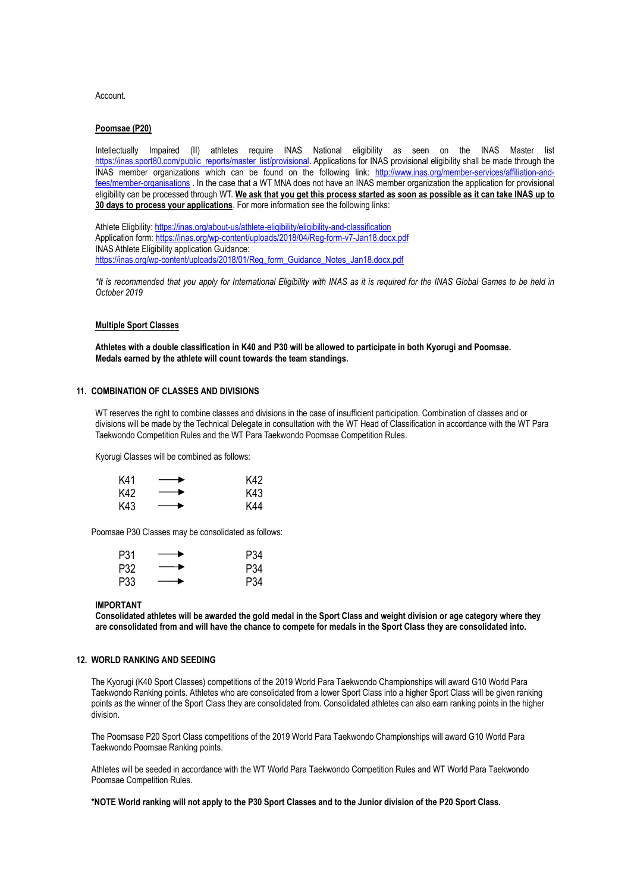Account.

**Poomsae (P20)**

Intellectually Impaired (II) athletes require INAS National eligibility as seen on the INAS Master list https://inas.sport80.com/public_reports/master_list/provisional. Applications for INAS provisional eligibility shall be made through the INAS member organizations which can be found on the following link: http://www.inas.org/member-services/affiliation-and-fees/member-organisations . In the case that a WT MNA does not have an INAS member organization the application for provisional eligibility can be processed through WT. **We ask that you get this process started as soon as possible as it can take INAS up to 30 days to process your applications**. For more information see the following links:

Athlete Eligbility: https://inas.org/about-us/athlete-eligibility/eligibility-and-classification
Application form: https://inas.org/wp-content/uploads/2018/04/Reg-form-v7-Jan18.docx.pdf
INAS Athlete Eligibility application Guidance:
https://inas.org/wp-content/uploads/2018/01/Reg_form_Guidance_Notes_Jan18.docx.pdf

*\*It is recommended that you apply for International Eligibility with INAS as it is required for the INAS Global Games to be held in October 2019*

**Multiple Sport Classes**

**Athletes with a double classification in K40 and P30 will be allowed to participate in both Kyorugi and Poomsae. Medals earned by the athlete will count towards the team standings.**

## 11. COMBINATION OF CLASSES AND DIVISIONS

WT reserves the right to combine classes and divisions in the case of insufficient participation. Combination of classes and or divisions will be made by the Technical Delegate in consultation with the WT Head of Classification in accordance with the WT Para Taekwondo Competition Rules and the WT Para Taekwondo Poomsae Competition Rules.

Kyorugi Classes will be combined as follows:

K41 → K42
K42 → K43
K43 → K44

Poomsae P30 Classes may be consolidated as follows:

P31 → P34
P32 → P34
P33 → P34

**IMPORTANT**
**Consolidated athletes will be awarded the gold medal in the Sport Class and weight division or age category where they are consolidated from and will have the chance to compete for medals in the Sport Class they are consolidated into.**

## 12. WORLD RANKING AND SEEDING

The Kyorugi (K40 Sport Classes) competitions of the 2019 World Para Taekwondo Championships will award G10 World Para Taekwondo Ranking points. Athletes who are consolidated from a lower Sport Class into a higher Sport Class will be given ranking points as the winner of the Sport Class they are consolidated from. Consolidated athletes can also earn ranking points in the higher division.

The Poomsase P20 Sport Class competitions of the 2019 World Para Taekwondo Championships will award G10 World Para Taekwondo Poomsae Ranking points.

Athletes will be seeded in accordance with the WT World Para Taekwondo Competition Rules and WT World Para Taekwondo Poomsae Competition Rules.

**\*NOTE World ranking will not apply to the P30 Sport Classes and to the Junior division of the P20 Sport Class.**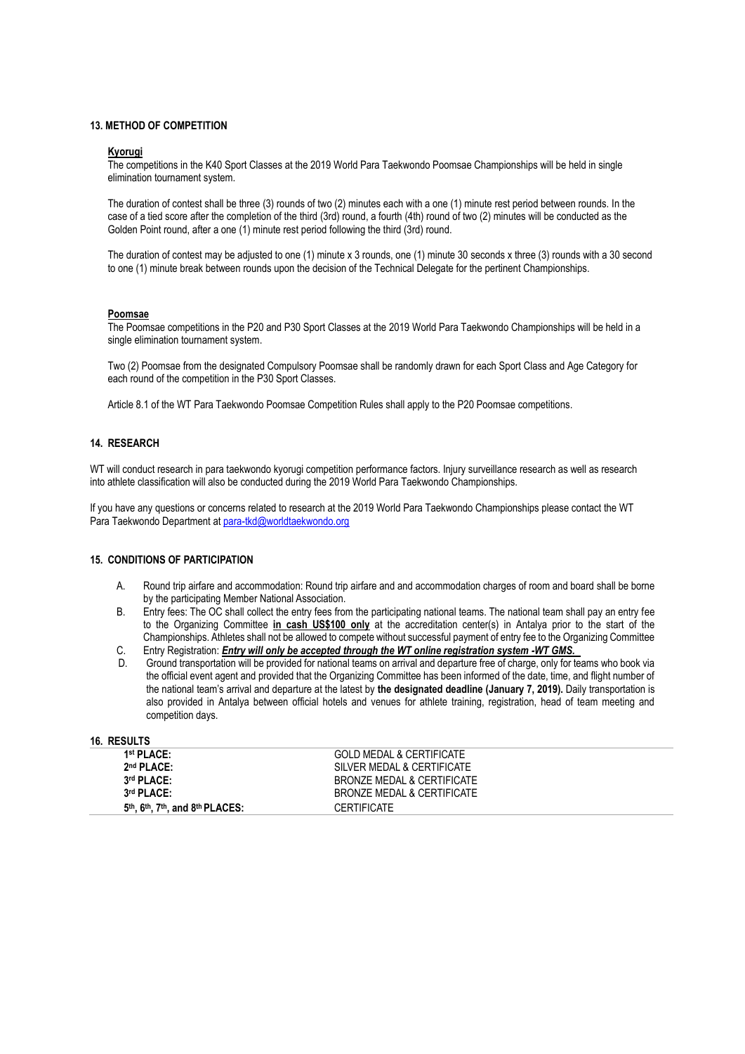## 13. METHOD OF COMPETITION

**Kyorugi**

The competitions in the K40 Sport Classes at the 2019 World Para Taekwondo Poomsae Championships will be held in single elimination tournament system.

The duration of contest shall be three (3) rounds of two (2) minutes each with a one (1) minute rest period between rounds. In the case of a tied score after the completion of the third (3rd) round, a fourth (4th) round of two (2) minutes will be conducted as the Golden Point round, after a one (1) minute rest period following the third (3rd) round.

The duration of contest may be adjusted to one (1) minute x 3 rounds, one (1) minute 30 seconds x three (3) rounds with a 30 second to one (1) minute break between rounds upon the decision of the Technical Delegate for the pertinent Championships.

**Poomsae**

The Poomsae competitions in the P20 and P30 Sport Classes at the 2019 World Para Taekwondo Championships will be held in a single elimination tournament system.

Two (2) Poomsae from the designated Compulsory Poomsae shall be randomly drawn for each Sport Class and Age Category for each round of the competition in the P30 Sport Classes.

Article 8.1 of the WT Para Taekwondo Poomsae Competition Rules shall apply to the P20 Poomsae competitions.

## 14. RESEARCH

WT will conduct research in para taekwondo kyorugi competition performance factors. Injury surveillance research as well as research into athlete classification will also be conducted during the 2019 World Para Taekwondo Championships.

If you have any questions or concerns related to research at the 2019 World Para Taekwondo Championships please contact the WT Para Taekwondo Department at para-tkd@worldtaekwondo.org

## 15. CONDITIONS OF PARTICIPATION

A. Round trip airfare and accommodation: Round trip airfare and and accommodation charges of room and board shall be borne by the participating Member National Association.

B. Entry fees: The OC shall collect the entry fees from the participating national teams. The national team shall pay an entry fee to the Organizing Committee **in cash US$100 only** at the accreditation center(s) in Antalya prior to the start of the Championships. Athletes shall not be allowed to compete without successful payment of entry fee to the Organizing Committee

C. Entry Registration: ***Entry will only be accepted through the WT online registration system -WT GMS.***

D. Ground transportation will be provided for national teams on arrival and departure free of charge, only for teams who book via the official event agent and provided that the Organizing Committee has been informed of the date, time, and flight number of the national team's arrival and departure at the latest by **the designated deadline (January 7, 2019).** Daily transportation is also provided in Antalya between official hotels and venues for athlete training, registration, head of team meeting and competition days.

## 16. RESULTS

| | |
|---|---|
| **1st PLACE:** | GOLD MEDAL & CERTIFICATE |
| **2nd PLACE:** | SILVER MEDAL & CERTIFICATE |
| **3rd PLACE:** | BRONZE MEDAL & CERTIFICATE |
| **3rd PLACE:** | BRONZE MEDAL & CERTIFICATE |
| **5th, 6th, 7th, and 8th PLACES:** | CERTIFICATE |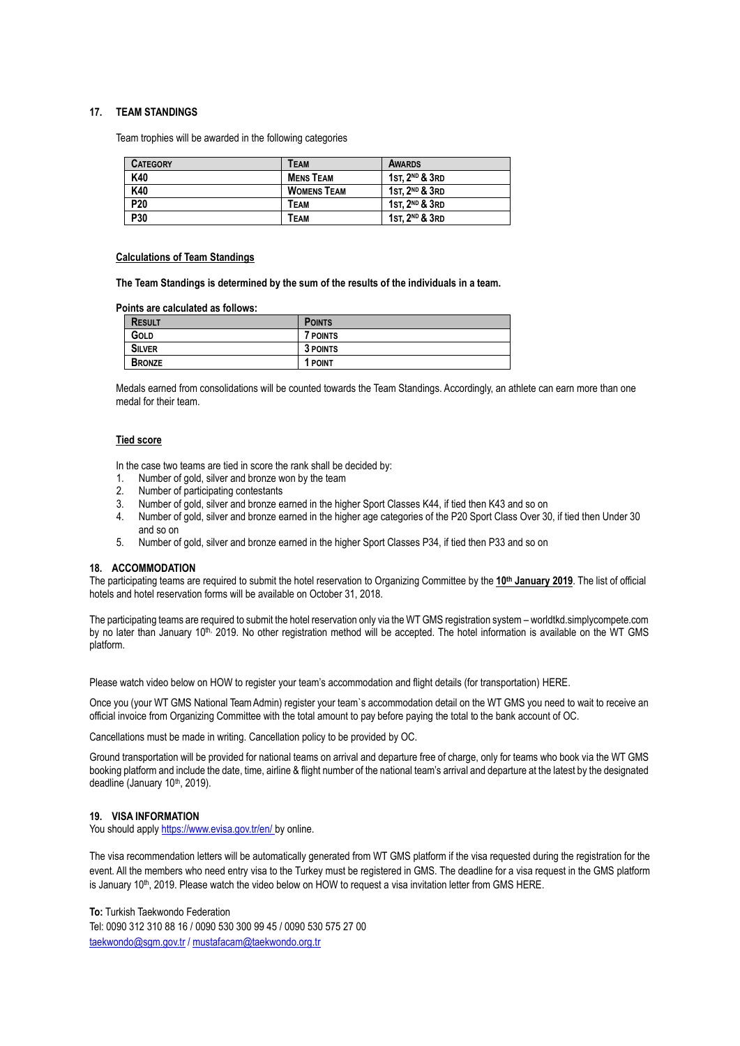## 17. TEAM STANDINGS

Team trophies will be awarded in the following categories

| CATEGORY | TEAM | AWARDS |
|---|---|---|
| K40 | MENS TEAM | 1ST, 2ND & 3RD |
| K40 | WOMENS TEAM | 1ST, 2ND & 3RD |
| P20 | TEAM | 1ST, 2ND & 3RD |
| P30 | TEAM | 1ST, 2ND & 3RD |

**Calculations of Team Standings**

**The Team Standings is determined by the sum of the results of the individuals in a team.**

**Points are calculated as follows:**

| RESULT | POINTS |
|---|---|
| GOLD | 7 POINTS |
| SILVER | 3 POINTS |
| BRONZE | 1 POINT |

Medals earned from consolidations will be counted towards the Team Standings. Accordingly, an athlete can earn more than one medal for their team.

**Tied score**

In the case two teams are tied in score the rank shall be decided by:

1. Number of gold, silver and bronze won by the team
2. Number of participating contestants
3. Number of gold, silver and bronze earned in the higher Sport Classes K44, if tied then K43 and so on
4. Number of gold, silver and bronze earned in the higher age categories of the P20 Sport Class Over 30, if tied then Under 30 and so on
5. Number of gold, silver and bronze earned in the higher Sport Classes P34, if tied then P33 and so on

## 18. ACCOMMODATION

The participating teams are required to submit the hotel reservation to Organizing Committee by the **10th January 2019**. The list of official hotels and hotel reservation forms will be available on October 31, 2018.

The participating teams are required to submit the hotel reservation only via the WT GMS registration system – worldtkd.simplycompete.com by no later than January 10th, 2019. No other registration method will be accepted. The hotel information is available on the WT GMS platform.

Please watch video below on HOW to register your team's accommodation and flight details (for transportation) HERE.

Once you (your WT GMS National Team Admin) register your team`s accommodation detail on the WT GMS you need to wait to receive an official invoice from Organizing Committee with the total amount to pay before paying the total to the bank account of OC.

Cancellations must be made in writing. Cancellation policy to be provided by OC.

Ground transportation will be provided for national teams on arrival and departure free of charge, only for teams who book via the WT GMS booking platform and include the date, time, airline & flight number of the national team's arrival and departure at the latest by the designated deadline (January 10th, 2019).

## 19. VISA INFORMATION

You should apply https://www.evisa.gov.tr/en/ by online.

The visa recommendation letters will be automatically generated from WT GMS platform if the visa requested during the registration for the event. All the members who need entry visa to the Turkey must be registered in GMS. The deadline for a visa request in the GMS platform is January 10th, 2019. Please watch the video below on HOW to request a visa invitation letter from GMS HERE.

**To:** Turkish Taekwondo Federation
Tel: 0090 312 310 88 16 / 0090 530 300 99 45 / 0090 530 575 27 00
taekwondo@sgm.gov.tr / mustafacam@taekwondo.org.tr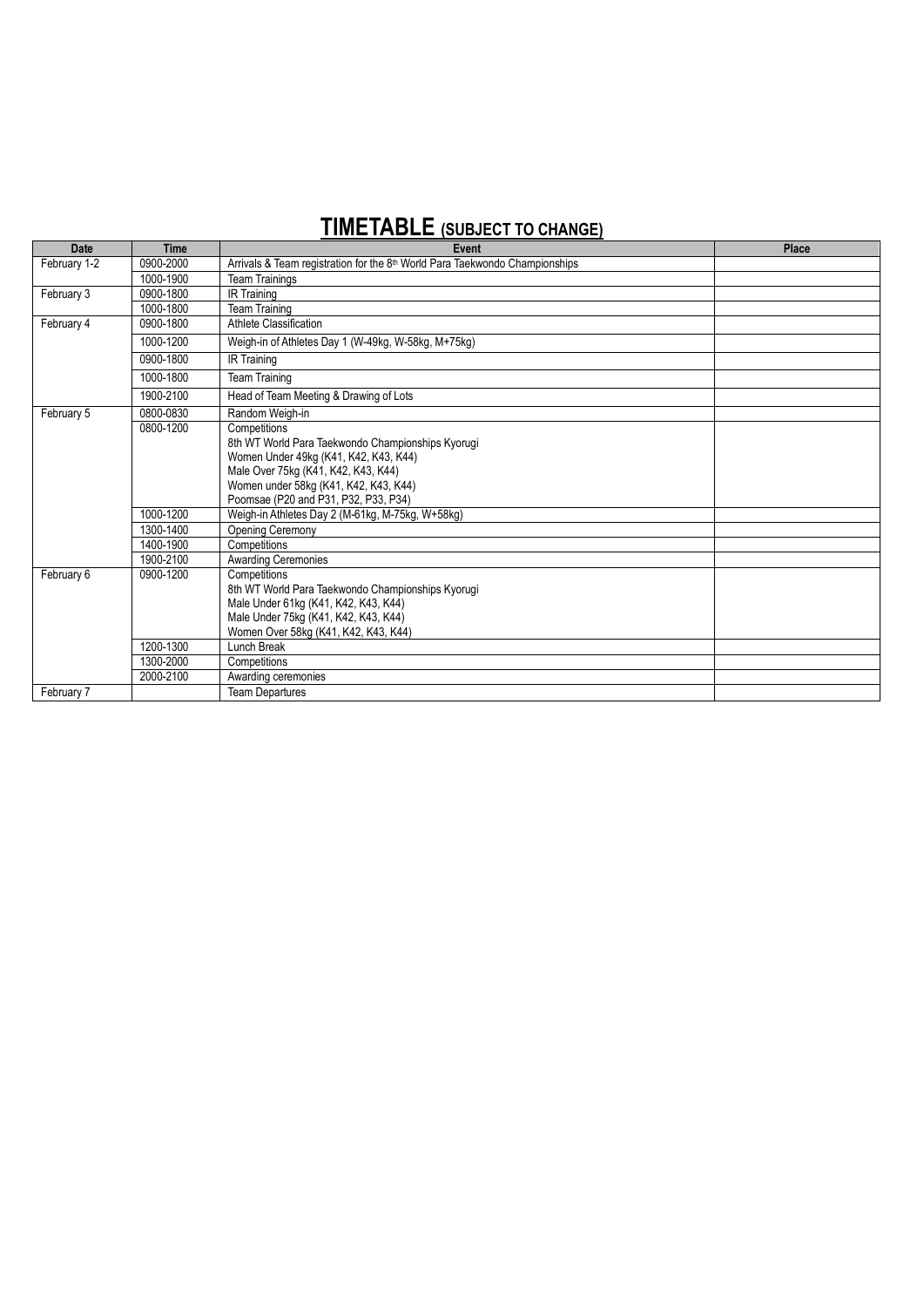# TIMETABLE (SUBJECT TO CHANGE)

| Date | Time | Event | Place |
|---|---|---|---|
| February 1-2 | 0900-2000 | Arrivals & Team registration for the 8th World Para Taekwondo Championships | |
| | 1000-1900 | Team Trainings | |
| February 3 | 0900-1800 | IR Training | |
| | 1000-1800 | Team Training | |
| February 4 | 0900-1800 | Athlete Classification | |
| | 1000-1200 | Weigh-in of Athletes Day 1 (W-49kg, W-58kg, M+75kg) | |
| | 0900-1800 | IR Training | |
| | 1000-1800 | Team Training | |
| | 1900-2100 | Head of Team Meeting & Drawing of Lots | |
| February 5 | 0800-0830 | Random Weigh-in | |
| | 0800-1200 | Competitions<br>8th WT World Para Taekwondo Championships Kyorugi<br>Women Under 49kg (K41, K42, K43, K44)<br>Male Over 75kg (K41, K42, K43, K44)<br>Women under 58kg (K41, K42, K43, K44)<br>Poomsae (P20 and P31, P32, P33, P34) | |
| | 1000-1200 | Weigh-in Athletes Day 2 (M-61kg, M-75kg, W+58kg) | |
| | 1300-1400 | Opening Ceremony | |
| | 1400-1900 | Competitions | |
| | 1900-2100 | Awarding Ceremonies | |
| February 6 | 0900-1200 | Competitions<br>8th WT World Para Taekwondo Championships Kyorugi<br>Male Under 61kg (K41, K42, K43, K44)<br>Male Under 75kg (K41, K42, K43, K44)<br>Women Over 58kg (K41, K42, K43, K44) | |
| | 1200-1300 | Lunch Break | |
| | 1300-2000 | Competitions | |
| | 2000-2100 | Awarding ceremonies | |
| February 7 | | Team Departures | |